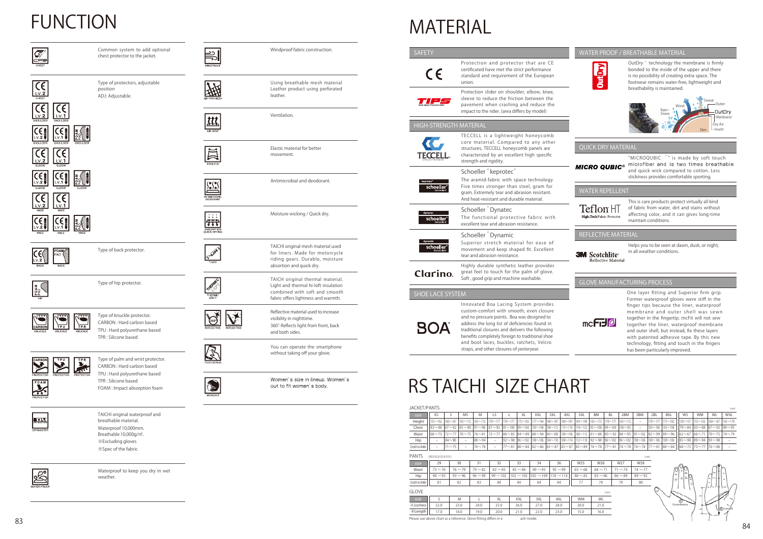# FUNCTION

| Icon | Description |
| --- | --- |
| CHEST | Common system to add optional chest protector to the jacket. |
| LV.2 CHEST; LV.2 SHOULDER, LV.1 SHOULDER; LV.2 SHOULDER, LV.1 SHOULDER, FOAM PAD SHOULDER; LV.2 ELBOW, LV.1 ELBOW; LV.2 ELBOW, LV.1 ELBOW, FOAM PAD ELBOW; LV.2 KNEE, LV.1 KNEE; LV.2 KNEE, LV.1 KNEE, FOAM PAD KNEE | Type of protectors, adjustable position<br>ADJ: Adjustable. |
| LV.2 BACK, FOAM PAD BACK | Type of back protector. |
| FOAM PAD HIP | Type of hip protector. |
| CARBON KNUCKLE, TPU KNUCKLE, TPR KNUCKLE | Type of knuckle protector.<br>CARBON : Hard carbon based<br>TPU : Hard polyurethane based<br>TPR : Silicone based |
| CARBON PROTECTOR, TPU PROTECTOR, TPR PROTECTOR, FOAM PROTECTOR | Type of palm and wrist protector.<br>CARBON : Hard carbon based<br>TPU : Hard polyurethane based<br>TPR : Silicone based<br>FOAM : Impact absorption foam |
| DRYMASTER | TAICHI original waterproof and breathable material.<br>Waterproof 10,000mm.<br>Breathable 10,000g/㎡.<br>※Excluding gloves<br>※Spec of the fabric |
| WATER PROOF | Waterproof to keep you dry in wet weather. |
| WINDPROOF | Windproof fabric construction. |
| AIR THRU MESH | Using breathable mesh material<br>Leather product using perforated leather. |
| AIR VENT | Ventilation. |
| STRETCH | Elastic material for better movement. |
| ANTIMICROBIAL DEODORANT | Antimicrobial and deodorant. |
| ASSORPTION QUICK DRYING | Moisture wicking / Quick dry. |
| T-DRY | TAICHI original mesh material used for liners. Made for motorcycle riding gears. Durable, moisture absorption and quick dry. |
| THERMIC LIGHT | TAICH original thermal material. Light and thermal hi-loft insulation combined with soft and smooth fabric offers lightness and warmth. |
| REFLECTIVE, REFLECTIVE | Reflective material used to increase visibility in nighttime.<br>360°-Reflects light from front, back and both sides. |
| TOUCH SCREEN | You can operate the smartphone without taking off your glove. |
| WOMEN'S | Women's size in lineup. Women's cut to fit women's body. |

# MATERIAL

## SAFETY

**CE** — Protection and protector that are CE certificated have met the strict performance standard and requirement of the European union.

**TIPS** — Protection slider on shoulder, elbow, knee, sleeve to reduce the friction between the pavement when crashing and reduce the impact to the rider. (area differs by model)

## HIGH-STRENGTH MATERIAL

**TECCELL** — TECCELL is a lightweight honeycomb core material. Compared to any other structures, TECCELL honeycomb panels are characterized by an excellent high specific strength and rigidity.

**Schoeller® keprotec®** — The aramid-fabric with space technology. Five times stronger than steel, gram for gram. For extreme tear and abrasion resistant. And heat-resistant and durable material.

**Schoeller® Dynatec** — The functional protective fabric with excellent tear and abrasion resistance.

**Schoeller® Dynamic** — Superior stretch material for ease of movement and keep shaped fit. Excellent tear and abrasion resistance.

**Clarino.** — Highly durable synthetic leather provides great feel to touch for the palm of glove. Soft , good grip and machine washable.

## SHOE LACE SYSTEM

**BOA** — Innovated Boa Lacing System provides custom-comfort with smooth, even closure and no pressure points. Boa was designed to address the long list of deficiencies found in traditional closures and delivers the following benefits completely foreign to traditional shoe and boot laces, buckles, ratchets, Velcro straps, and other closures of yesteryear.

## WATER PROOF / BREATHABLE MATERIAL

**OutDry** — OutDry® technology the membrane is firmly bonded to the inside of the upper and there is no possibility of creating extra space. The footwear remains water-free, lightweight and breathability is maintained.

Sweat / Wind / Rain・Snow / Outer / OutDry (Membrane) / Dry Air / Skin / Insert

## QUICK DRY MATERIAL

**MICRO QUBIC®** — "MICROQUBIC ®" is made by soft touch microfiber and is two times breathable and quick wick compared to cotton. Less stickiness provides comfortable sporting.

## WATER REPELLENT

**Teflon HT** (High-Tech Fabric Protector) — This is care products protect virtually all kind of fabric from water, dirt and stains without affecting color, and it can gives long-time maintain conditions.

## REFLECTIVE MATERIAL

**3M Scotchlite™ Reflective Material** — Helps you to be seen at dawn, dusk, or night, in all weather conditions.

## GLOVE MANUFACTURING PROCESS

**mcFIT** — One layer fitting and Superior firm grip. Former waterproof gloves were stiff in the finger tips because the liner, waterproof membrane and outer shell was sewn together in the fingertip. mcFit will not sew together the liner, waterproof membrane and outer shell, but instead, fix these layers with patented adhesive tape. By this new technology, fitting and touch in the fingers has been particularly improved.

# RS TAICHI SIZE CHART

JACKET/PANTS (cm)

| size | XS | S | MS | M | LS | L | XL | XXL | 3XL | 4XL | 5XL | BM | BL | 2BM | 3BM | 2BL | BXL | WS | WM | WL | WXL |
| --- | --- | --- | --- | --- | --- | --- | --- | --- | --- | --- | --- | --- | --- | --- | --- | --- | --- | --- | --- | --- | --- |
| Height | 155～162 | 160～167 | 165～172 | 165～172 | 170～177 | 170～177 | 175～182 | 177～184 | 180～187 | 180～187 | 183～190 | 165～172 | 170～177 | 165～172 | – | 170～177 | 175～182 | 150～157 | 155～162 | 160～167 | 163～170 |
| Chest | 83～88 | 87～92 | 85～90 | 91～96 | 87～92 | 95～100 | 99～104 | 103～108 | 108～113 | 113～118 | 118～123 | 95～100 | 99～104 | 100～105 | – | 103～108 | 103～108 | 79～84 | 83～88 | 87～92 | 90～95 |
| Waist | 68～73 | 72～77 | 70～75 | 76～81 | 72～77 | 80～85 | 84～89 | 88～94 | 94～100 | 100～106 | 106～112 | 81～88 | 85～92 | 88～95 | 95～102 | 92～99 | 89～96 | 62～67 | 66～71 | 70～75 | 74～79 |
| Hip | – | 84～90 | – | 88～94 | – | 92～98 | 96～102 | 100～106 | 104～110 | 108～114 | 112～118 | 92～98 | 96～102 | 96～102 | 100～106 | 100～106 | 100～106 | 85～90 | 89～94 | 93～98 | – |
| Crotch to Ankle | – | 71～75 | – | 74～78 | – | 77～81 | 80～84 | 82～86 | 83～87 | 83～87 | 85～89 | 74～78 | 77～81 | 74～78 | 74～78 | 77～81 | 80～84 | 68～72 | 73～77 | 76～80 | – |

PANTS (RSY252/253/551) (cm)

| size | 29 | 30 | 31 | 32 | 33 | 34 | 36 | W25 | W26 | W27 | W28 |
| --- | --- | --- | --- | --- | --- | --- | --- | --- | --- | --- | --- |
| Waist | 73～76 | 76～79 | 79～82 | 82～85 | 85～88 | 89～93 | 95～99 | 65～68 | 68～71 | 71～74 | 74～77 |
| Hip | 90～93 | 93～96 | 96～99 | 99～102 | 102～105 | 105～109 | 110～114 | 80～83 | 83～86 | 86～89 | 89～92 |
| Crotch to Ankle | 81 | 82 | 83 | 84 | 84 | 84 | 84 | 77 | 78 | 79 | 80 |

GLOVE (cm)

| size | S | M | L | XL | XXL | 3XL | 4XL | WM | WL |
| --- | --- | --- | --- | --- | --- | --- | --- | --- | --- |
| Ⓐ Circumference | 22.0 | 23.0 | 24.0 | 25.0 | 26.0 | 27.0 | 28.0 | 20.0 | 21.0 |
| Ⓑ Length | 17.0 | 18.0 | 19.0 | 20.0 | 21.0 | 22.0 | 23.0 | 15.0 | 16.0 |

Ⓐ Circumference　Ⓑ Length

Please use above chart as a reference. Glove fitting differs in each model.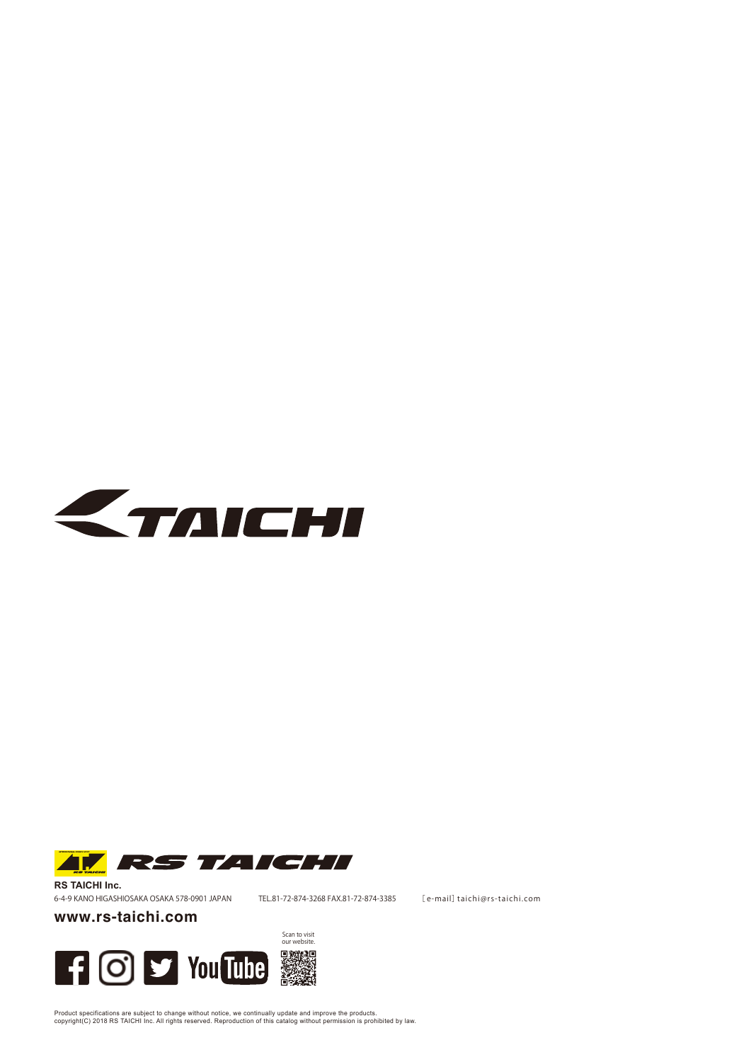**RS TAICHI Inc.**

6-4-9 KANO HIGASHIOSAKA OSAKA 578-0901 JAPAN TEL.81-72-874-3268 FAX.81-72-874-3385 [e-mail] taichi@rs-taichi.com

**www.rs-taichi.com**

Scan to visit our website.

Product specifications are subject to change without notice, we continually update and improve the products.
copyright(C) 2018 RS TAICHI Inc. All rights reserved. Reproduction of this catalog without permission is prohibited by law.